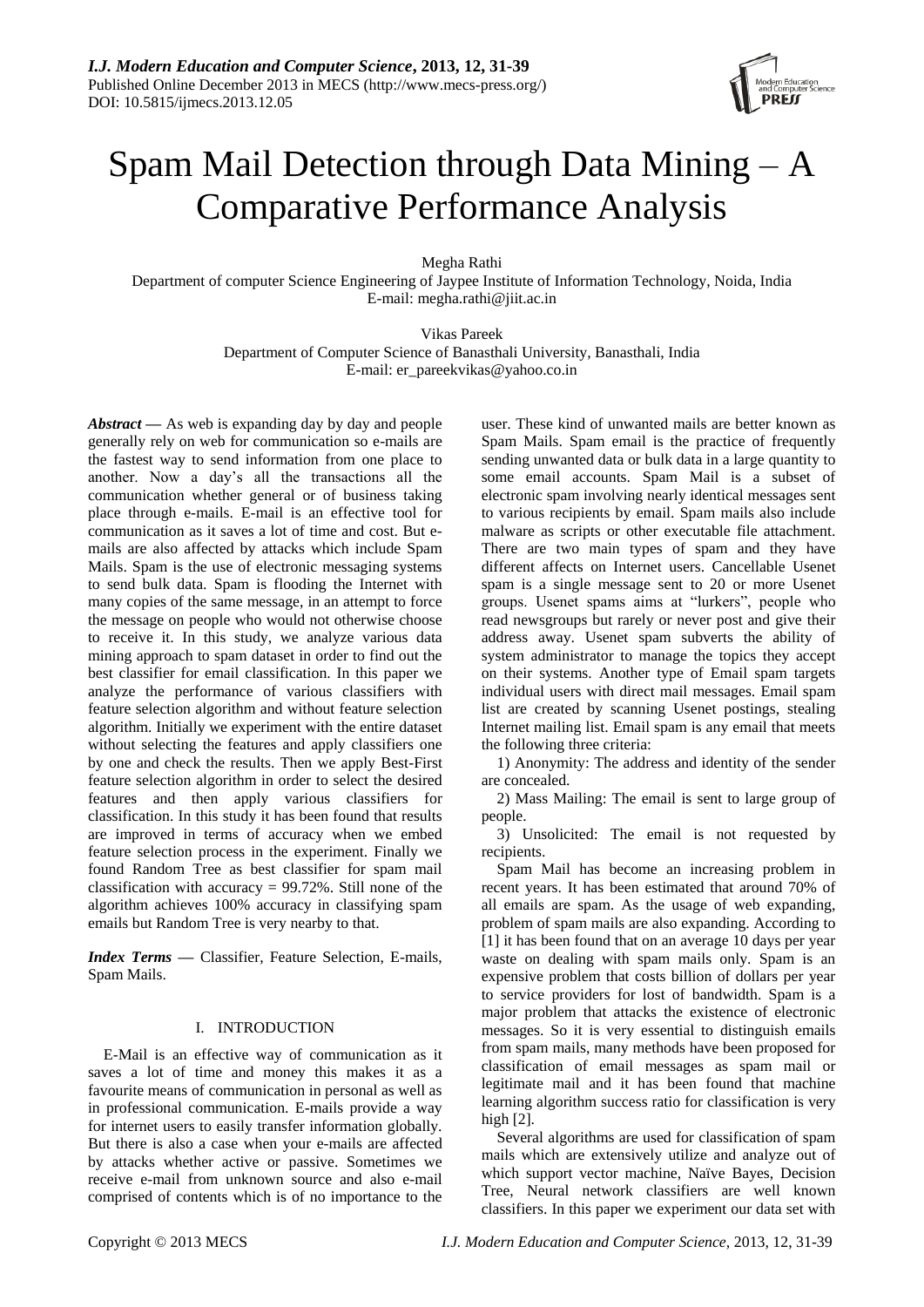# Spam Mail Detection through Data Mining – A Comparative Performance Analysis

Megha Rathi
Department of computer Science Engineering of Jaypee Institute of Information Technology, Noida, India
E-mail: megha.rathi@jiit.ac.in

Vikas Pareek
Department of Computer Science of Banasthali University, Banasthali, India
E-mail: er_pareekvikas@yahoo.co.in

***Abstract*** **—** As web is expanding day by day and people generally rely on web for communication so e-mails are the fastest way to send information from one place to another. Now a day's all the transactions all the communication whether general or of business taking place through e-mails. E-mail is an effective tool for communication as it saves a lot of time and cost. But e-mails are also affected by attacks which include Spam Mails. Spam is the use of electronic messaging systems to send bulk data. Spam is flooding the Internet with many copies of the same message, in an attempt to force the message on people who would not otherwise choose to receive it. In this study, we analyze various data mining approach to spam dataset in order to find out the best classifier for email classification. In this paper we analyze the performance of various classifiers with feature selection algorithm and without feature selection algorithm. Initially we experiment with the entire dataset without selecting the features and apply classifiers one by one and check the results. Then we apply Best-First feature selection algorithm in order to select the desired features and then apply various classifiers for classification. In this study it has been found that results are improved in terms of accuracy when we embed feature selection process in the experiment. Finally we found Random Tree as best classifier for spam mail classification with accuracy = 99.72%. Still none of the algorithm achieves 100% accuracy in classifying spam emails but Random Tree is very nearby to that.

***Index Terms*** **—** Classifier, Feature Selection, E-mails, Spam Mails.

## I. INTRODUCTION

E-Mail is an effective way of communication as it saves a lot of time and money this makes it as a favourite means of communication in personal as well as in professional communication. E-mails provide a way for internet users to easily transfer information globally. But there is also a case when your e-mails are affected by attacks whether active or passive. Sometimes we receive e-mail from unknown source and also e-mail comprised of contents which is of no importance to the user. These kind of unwanted mails are better known as Spam Mails. Spam email is the practice of frequently sending unwanted data or bulk data in a large quantity to some email accounts. Spam Mail is a subset of electronic spam involving nearly identical messages sent to various recipients by email. Spam mails also include malware as scripts or other executable file attachment. There are two main types of spam and they have different affects on Internet users. Cancellable Usenet spam is a single message sent to 20 or more Usenet groups. Usenet spams aims at "lurkers", people who read newsgroups but rarely or never post and give their address away. Usenet spam subverts the ability of system administrator to manage the topics they accept on their systems. Another type of Email spam targets individual users with direct mail messages. Email spam list are created by scanning Usenet postings, stealing Internet mailing list. Email spam is any email that meets the following three criteria:

1) Anonymity: The address and identity of the sender are concealed.

2) Mass Mailing: The email is sent to large group of people.

3) Unsolicited: The email is not requested by recipients.

Spam Mail has become an increasing problem in recent years. It has been estimated that around 70% of all emails are spam. As the usage of web expanding, problem of spam mails are also expanding. According to [1] it has been found that on an average 10 days per year waste on dealing with spam mails only. Spam is an expensive problem that costs billion of dollars per year to service providers for lost of bandwidth. Spam is a major problem that attacks the existence of electronic messages. So it is very essential to distinguish emails from spam mails, many methods have been proposed for classification of email messages as spam mail or legitimate mail and it has been found that machine learning algorithm success ratio for classification is very high [2].

Several algorithms are used for classification of spam mails which are extensively utilize and analyze out of which support vector machine, Naïve Bayes, Decision Tree, Neural network classifiers are well known classifiers. In this paper we experiment our data set with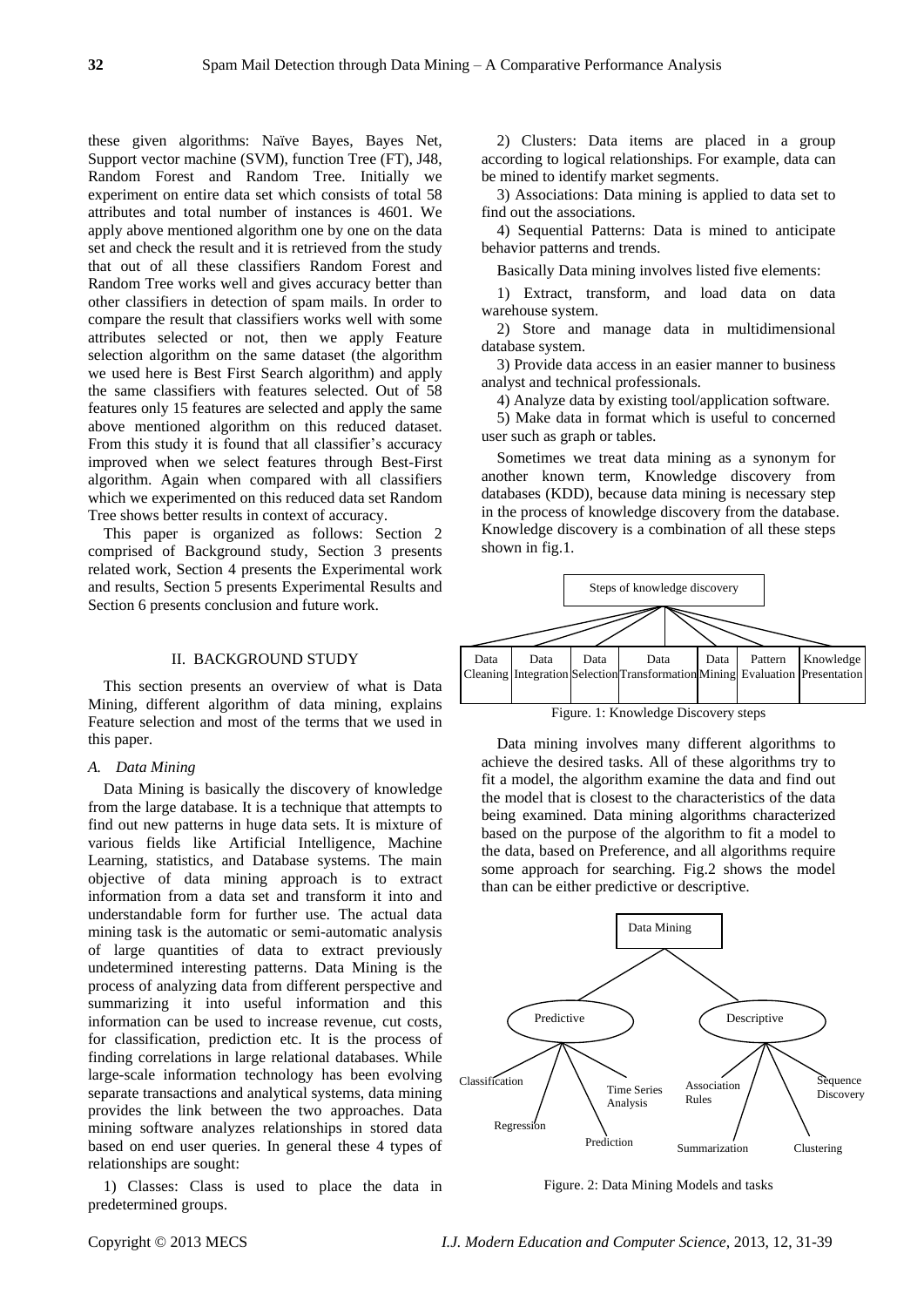these given algorithms: Naïve Bayes, Bayes Net, Support vector machine (SVM), function Tree (FT), J48, Random Forest and Random Tree. Initially we experiment on entire data set which consists of total 58 attributes and total number of instances is 4601. We apply above mentioned algorithm one by one on the data set and check the result and it is retrieved from the study that out of all these classifiers Random Forest and Random Tree works well and gives accuracy better than other classifiers in detection of spam mails. In order to compare the result that classifiers works well with some attributes selected or not, then we apply Feature selection algorithm on the same dataset (the algorithm we used here is Best First Search algorithm) and apply the same classifiers with features selected. Out of 58 features only 15 features are selected and apply the same above mentioned algorithm on this reduced dataset. From this study it is found that all classifier's accuracy improved when we select features through Best-First algorithm. Again when compared with all classifiers which we experimented on this reduced data set Random Tree shows better results in context of accuracy.

This paper is organized as follows: Section 2 comprised of Background study, Section 3 presents related work, Section 4 presents the Experimental work and results, Section 5 presents Experimental Results and Section 6 presents conclusion and future work.

## II. BACKGROUND STUDY

This section presents an overview of what is Data Mining, different algorithm of data mining, explains Feature selection and most of the terms that we used in this paper.

### *A. Data Mining*

Data Mining is basically the discovery of knowledge from the large database. It is a technique that attempts to find out new patterns in huge data sets. It is mixture of various fields like Artificial Intelligence, Machine Learning, statistics, and Database systems. The main objective of data mining approach is to extract information from a data set and transform it into and understandable form for further use. The actual data mining task is the automatic or semi-automatic analysis of large quantities of data to extract previously undetermined interesting patterns. Data Mining is the process of analyzing data from different perspective and summarizing it into useful information and this information can be used to increase revenue, cut costs, for classification, prediction etc. It is the process of finding correlations in large relational databases. While large-scale information technology has been evolving separate transactions and analytical systems, data mining provides the link between the two approaches. Data mining software analyzes relationships in stored data based on end user queries. In general these 4 types of relationships are sought:

1) Classes: Class is used to place the data in predetermined groups.

2) Clusters: Data items are placed in a group according to logical relationships. For example, data can be mined to identify market segments.

3) Associations: Data mining is applied to data set to find out the associations.

4) Sequential Patterns: Data is mined to anticipate behavior patterns and trends.

Basically Data mining involves listed five elements:

1) Extract, transform, and load data on data warehouse system.

2) Store and manage data in multidimensional database system.

3) Provide data access in an easier manner to business analyst and technical professionals.

4) Analyze data by existing tool/application software.

5) Make data in format which is useful to concerned user such as graph or tables.

Sometimes we treat data mining as a synonym for another known term, Knowledge discovery from databases (KDD), because data mining is necessary step in the process of knowledge discovery from the database. Knowledge discovery is a combination of all these steps shown in fig.1.

Steps of knowledge discovery: Data Cleaning | Data Integration | Data Selection | Data Transformation | Data Mining | Pattern Evaluation | Knowledge Presentation

Figure. 1: Knowledge Discovery steps

Data mining involves many different algorithms to achieve the desired tasks. All of these algorithms try to fit a model, the algorithm examine the data and find out the model that is closest to the characteristics of the data being examined. Data mining algorithms characterized based on the purpose of the algorithm to fit a model to the data, based on Preference, and all algorithms require some approach for searching. Fig.2 shows the model than can be either predictive or descriptive.

Data Mining
- Predictive: Classification, Regression, Prediction, Time Series Analysis
- Descriptive: Association Rules, Summarization, Clustering, Sequence Discovery

Figure. 2: Data Mining Models and tasks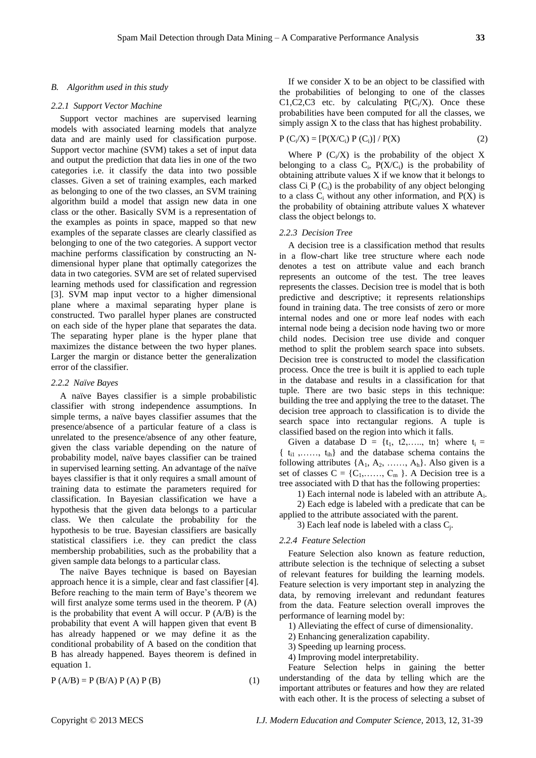### B. Algorithm used in this study

#### 2.2.1 Support Vector Machine

Support vector machines are supervised learning models with associated learning models that analyze data and are mainly used for classification purpose. Support vector machine (SVM) takes a set of input data and output the prediction that data lies in one of the two categories i.e. it classify the data into two possible classes. Given a set of training examples, each marked as belonging to one of the two classes, an SVM training algorithm build a model that assign new data in one class or the other. Basically SVM is a representation of the examples as points in space, mapped so that new examples of the separate classes are clearly classified as belonging to one of the two categories. A support vector machine performs classification by constructing an N-dimensional hyper plane that optimally categorizes the data in two categories. SVM are set of related supervised learning methods used for classification and regression [3]. SVM map input vector to a higher dimensional plane where a maximal separating hyper plane is constructed. Two parallel hyper planes are constructed on each side of the hyper plane that separates the data. The separating hyper plane is the hyper plane that maximizes the distance between the two hyper planes. Larger the margin or distance better the generalization error of the classifier.

#### 2.2.2 Naïve Bayes

A naïve Bayes classifier is a simple probabilistic classifier with strong independence assumptions. In simple terms, a naïve bayes classifier assumes that the presence/absence of a particular feature of a class is unrelated to the presence/absence of any other feature, given the class variable depending on the nature of probability model, naïve bayes classifier can be trained in supervised learning setting. An advantage of the naïve bayes classifier is that it only requires a small amount of training data to estimate the parameters required for classification. In Bayesian classification we have a hypothesis that the given data belongs to a particular class. We then calculate the probability for the hypothesis to be true. Bayesian classifiers are basically statistical classifiers i.e. they can predict the class membership probabilities, such as the probability that a given sample data belongs to a particular class.

The naïve Bayes technique is based on Bayesian approach hence it is a simple, clear and fast classifier [4]. Before reaching to the main term of Baye's theorem we will first analyze some terms used in the theorem. P (A) is the probability that event A will occur. P (A/B) is the probability that event A will happen given that event B has already happened or we may define it as the conditional probability of A based on the condition that B has already happened. Bayes theorem is defined in equation 1.

$$P(A/B) = P(B/A)\,P(A)\,P(B) \qquad (1)$$

If we consider X to be an object to be classified with the probabilities of belonging to one of the classes C1,C2,C3 etc. by calculating $P(C_i/X)$. Once these probabilities have been computed for all the classes, we simply assign X to the class that has highest probability.

$$P(C_i/X) = [P(X/C_i)\,P(C_i)] / P(X) \qquad (2)$$

Where $P(C_i/X)$ is the probability of the object X belonging to a class $C_i$, $P(X/C_i)$ is the probability of obtaining attribute values X if we know that it belongs to class Ci. $P(C_i)$ is the probability of any object belonging to a class $C_i$ without any other information, and P(X) is the probability of obtaining attribute values X whatever class the object belongs to.

#### 2.2.3 Decision Tree

A decision tree is a classification method that results in a flow-chart like tree structure where each node denotes a test on attribute value and each branch represents an outcome of the test. The tree leaves represents the classes. Decision tree is model that is both predictive and descriptive; it represents relationships found in training data. The tree consists of zero or more internal nodes and one or more leaf nodes with each internal node being a decision node having two or more child nodes. Decision tree use divide and conquer method to split the problem search space into subsets. Decision tree is constructed to model the classification process. Once the tree is built it is applied to each tuple in the database and results in a classification for that tuple. There are two basic steps in this technique: building the tree and applying the tree to the dataset. The decision tree approach to classification is to divide the search space into rectangular regions. A tuple is classified based on the region into which it falls.

Given a database $D = \{t_1, t2, \ldots, tn\}$ where $t_i = \{t_{i1}, \ldots, t_{ih}\}$ and the database schema contains the following attributes $\{A_1, A_2, \ldots, A_h\}$. Also given is a set of classes $C = \{C_1, \ldots, C_m\}$. A Decision tree is a tree associated with D that has the following properties:

1) Each internal node is labeled with an attribute $A_i$.

2) Each edge is labeled with a predicate that can be applied to the attribute associated with the parent.

3) Each leaf node is labeled with a class $C_j$.

#### 2.2.4 Feature Selection

Feature Selection also known as feature reduction, attribute selection is the technique of selecting a subset of relevant features for building the learning models. Feature selection is very important step in analyzing the data, by removing irrelevant and redundant features from the data. Feature selection overall improves the performance of learning model by:

1) Alleviating the effect of curse of dimensionality.
2) Enhancing generalization capability.
3) Speeding up learning process.
4) Improving model interpretability.

Feature Selection helps in gaining the better understanding of the data by telling which are the important attributes or features and how they are related with each other. It is the process of selecting a subset of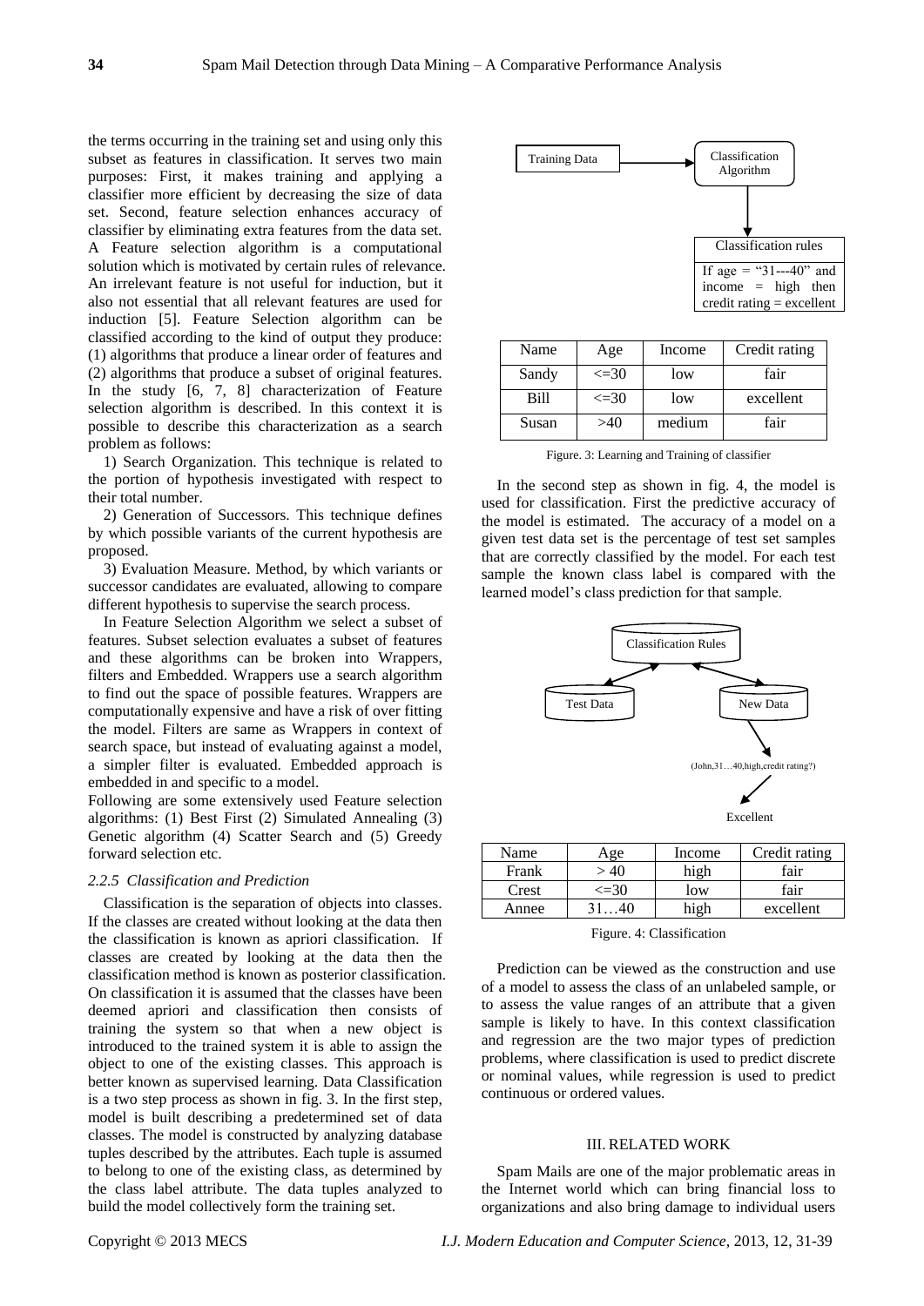the terms occurring in the training set and using only this subset as features in classification. It serves two main purposes: First, it makes training and applying a classifier more efficient by decreasing the size of data set. Second, feature selection enhances accuracy of classifier by eliminating extra features from the data set. A Feature selection algorithm is a computational solution which is motivated by certain rules of relevance. An irrelevant feature is not useful for induction, but it also not essential that all relevant features are used for induction [5]. Feature Selection algorithm can be classified according to the kind of output they produce: (1) algorithms that produce a linear order of features and (2) algorithms that produce a subset of original features. In the study [6, 7, 8] characterization of Feature selection algorithm is described. In this context it is possible to describe this characterization as a search problem as follows:

1) Search Organization. This technique is related to the portion of hypothesis investigated with respect to their total number.

2) Generation of Successors. This technique defines by which possible variants of the current hypothesis are proposed.

3) Evaluation Measure. Method, by which variants or successor candidates are evaluated, allowing to compare different hypothesis to supervise the search process.

In Feature Selection Algorithm we select a subset of features. Subset selection evaluates a subset of features and these algorithms can be broken into Wrappers, filters and Embedded. Wrappers use a search algorithm to find out the space of possible features. Wrappers are computationally expensive and have a risk of over fitting the model. Filters are same as Wrappers in context of search space, but instead of evaluating against a model, a simpler filter is evaluated. Embedded approach is embedded in and specific to a model.

Following are some extensively used Feature selection algorithms: (1) Best First (2) Simulated Annealing (3) Genetic algorithm (4) Scatter Search and (5) Greedy forward selection etc.

### *2.2.5 Classification and Prediction*

Classification is the separation of objects into classes. If the classes are created without looking at the data then the classification is known as apriori classification. If classes are created by looking at the data then the classification method is known as posterior classification. On classification it is assumed that the classes have been deemed apriori and classification then consists of training the system so that when a new object is introduced to the trained system it is able to assign the object to one of the existing classes. This approach is better known as supervised learning. Data Classification is a two step process as shown in fig. 3. In the first step, model is built describing a predetermined set of data classes. The model is constructed by analyzing database tuples described by the attributes. Each tuple is assumed to belong to one of the existing class, as determined by the class label attribute. The data tuples analyzed to build the model collectively form the training set.

Training Data → Classification Algorithm → Classification rules: If age = "31---40" and income = high then credit rating = excellent

| Name | Age | Income | Credit rating |
|---|---|---|---|
| Sandy | <=30 | low | fair |
| Bill | <=30 | low | excellent |
| Susan | >40 | medium | fair |

Figure. 3: Learning and Training of classifier

In the second step as shown in fig. 4, the model is used for classification. First the predictive accuracy of the model is estimated. The accuracy of a model on a given test data set is the percentage of test set samples that are correctly classified by the model. For each test sample the known class label is compared with the learned model's class prediction for that sample.

Classification Rules ↔ Test Data; Classification Rules ↔ New Data → (John,31…40,high,credit rating?) → Excellent

| Name | Age | Income | Credit rating |
|---|---|---|---|
| Frank | > 40 | high | fair |
| Crest | <=30 | low | fair |
| Annee | 31…40 | high | excellent |

Figure. 4: Classification

Prediction can be viewed as the construction and use of a model to assess the class of an unlabeled sample, or to assess the value ranges of an attribute that a given sample is likely to have. In this context classification and regression are the two major types of prediction problems, where classification is used to predict discrete or nominal values, while regression is used to predict continuous or ordered values.

## III. RELATED WORK

Spam Mails are one of the major problematic areas in the Internet world which can bring financial loss to organizations and also bring damage to individual users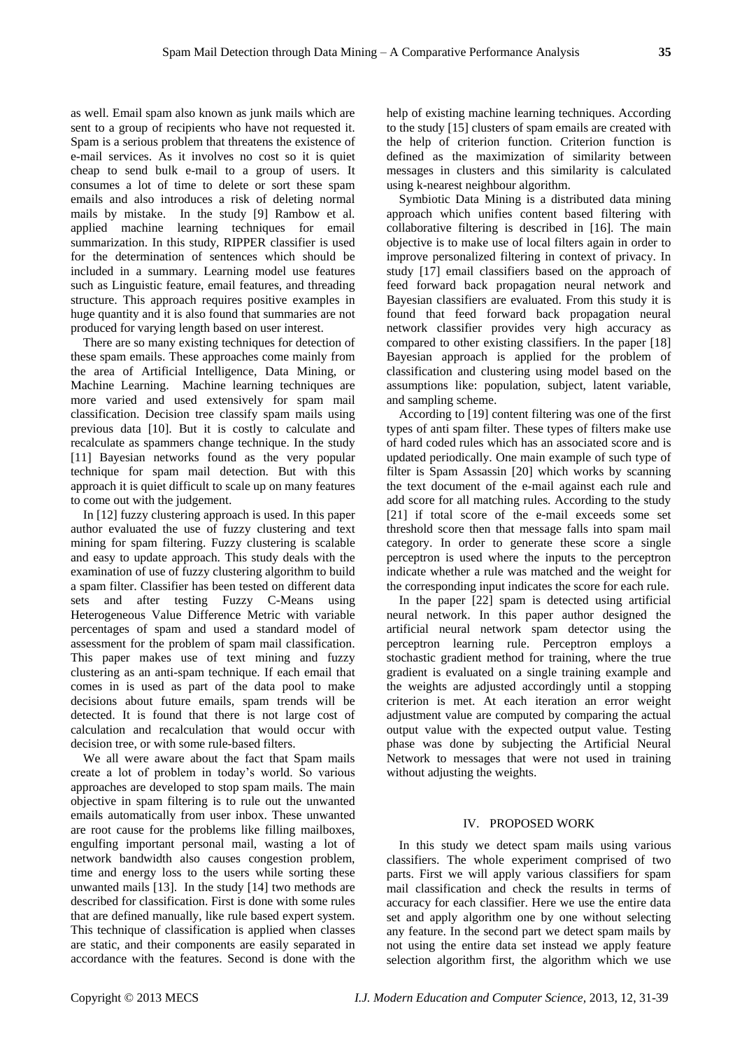as well. Email spam also known as junk mails which are sent to a group of recipients who have not requested it. Spam is a serious problem that threatens the existence of e-mail services. As it involves no cost so it is quiet cheap to send bulk e-mail to a group of users. It consumes a lot of time to delete or sort these spam emails and also introduces a risk of deleting normal mails by mistake. In the study [9] Rambow et al. applied machine learning techniques for email summarization. In this study, RIPPER classifier is used for the determination of sentences which should be included in a summary. Learning model use features such as Linguistic feature, email features, and threading structure. This approach requires positive examples in huge quantity and it is also found that summaries are not produced for varying length based on user interest.

There are so many existing techniques for detection of these spam emails. These approaches come mainly from the area of Artificial Intelligence, Data Mining, or Machine Learning. Machine learning techniques are more varied and used extensively for spam mail classification. Decision tree classify spam mails using previous data [10]. But it is costly to calculate and recalculate as spammers change technique. In the study [11] Bayesian networks found as the very popular technique for spam mail detection. But with this approach it is quiet difficult to scale up on many features to come out with the judgement.

In [12] fuzzy clustering approach is used. In this paper author evaluated the use of fuzzy clustering and text mining for spam filtering. Fuzzy clustering is scalable and easy to update approach. This study deals with the examination of use of fuzzy clustering algorithm to build a spam filter. Classifier has been tested on different data sets and after testing Fuzzy C-Means using Heterogeneous Value Difference Metric with variable percentages of spam and used a standard model of assessment for the problem of spam mail classification. This paper makes use of text mining and fuzzy clustering as an anti-spam technique. If each email that comes in is used as part of the data pool to make decisions about future emails, spam trends will be detected. It is found that there is not large cost of calculation and recalculation that would occur with decision tree, or with some rule-based filters.

We all were aware about the fact that Spam mails create a lot of problem in today's world. So various approaches are developed to stop spam mails. The main objective in spam filtering is to rule out the unwanted emails automatically from user inbox. These unwanted are root cause for the problems like filling mailboxes, engulfing important personal mail, wasting a lot of network bandwidth also causes congestion problem, time and energy loss to the users while sorting these unwanted mails [13]. In the study [14] two methods are described for classification. First is done with some rules that are defined manually, like rule based expert system. This technique of classification is applied when classes are static, and their components are easily separated in accordance with the features. Second is done with the help of existing machine learning techniques. According to the study [15] clusters of spam emails are created with the help of criterion function. Criterion function is defined as the maximization of similarity between messages in clusters and this similarity is calculated using k-nearest neighbour algorithm.

Symbiotic Data Mining is a distributed data mining approach which unifies content based filtering with collaborative filtering is described in [16]. The main objective is to make use of local filters again in order to improve personalized filtering in context of privacy. In study [17] email classifiers based on the approach of feed forward back propagation neural network and Bayesian classifiers are evaluated. From this study it is found that feed forward back propagation neural network classifier provides very high accuracy as compared to other existing classifiers. In the paper [18] Bayesian approach is applied for the problem of classification and clustering using model based on the assumptions like: population, subject, latent variable, and sampling scheme.

According to [19] content filtering was one of the first types of anti spam filter. These types of filters make use of hard coded rules which has an associated score and is updated periodically. One main example of such type of filter is Spam Assassin [20] which works by scanning the text document of the e-mail against each rule and add score for all matching rules. According to the study [21] if total score of the e-mail exceeds some set threshold score then that message falls into spam mail category. In order to generate these score a single perceptron is used where the inputs to the perceptron indicate whether a rule was matched and the weight for the corresponding input indicates the score for each rule.

In the paper [22] spam is detected using artificial neural network. In this paper author designed the artificial neural network spam detector using the perceptron learning rule. Perceptron employs a stochastic gradient method for training, where the true gradient is evaluated on a single training example and the weights are adjusted accordingly until a stopping criterion is met. At each iteration an error weight adjustment value are computed by comparing the actual output value with the expected output value. Testing phase was done by subjecting the Artificial Neural Network to messages that were not used in training without adjusting the weights.

## IV. PROPOSED WORK

In this study we detect spam mails using various classifiers. The whole experiment comprised of two parts. First we will apply various classifiers for spam mail classification and check the results in terms of accuracy for each classifier. Here we use the entire data set and apply algorithm one by one without selecting any feature. In the second part we detect spam mails by not using the entire data set instead we apply feature selection algorithm first, the algorithm which we use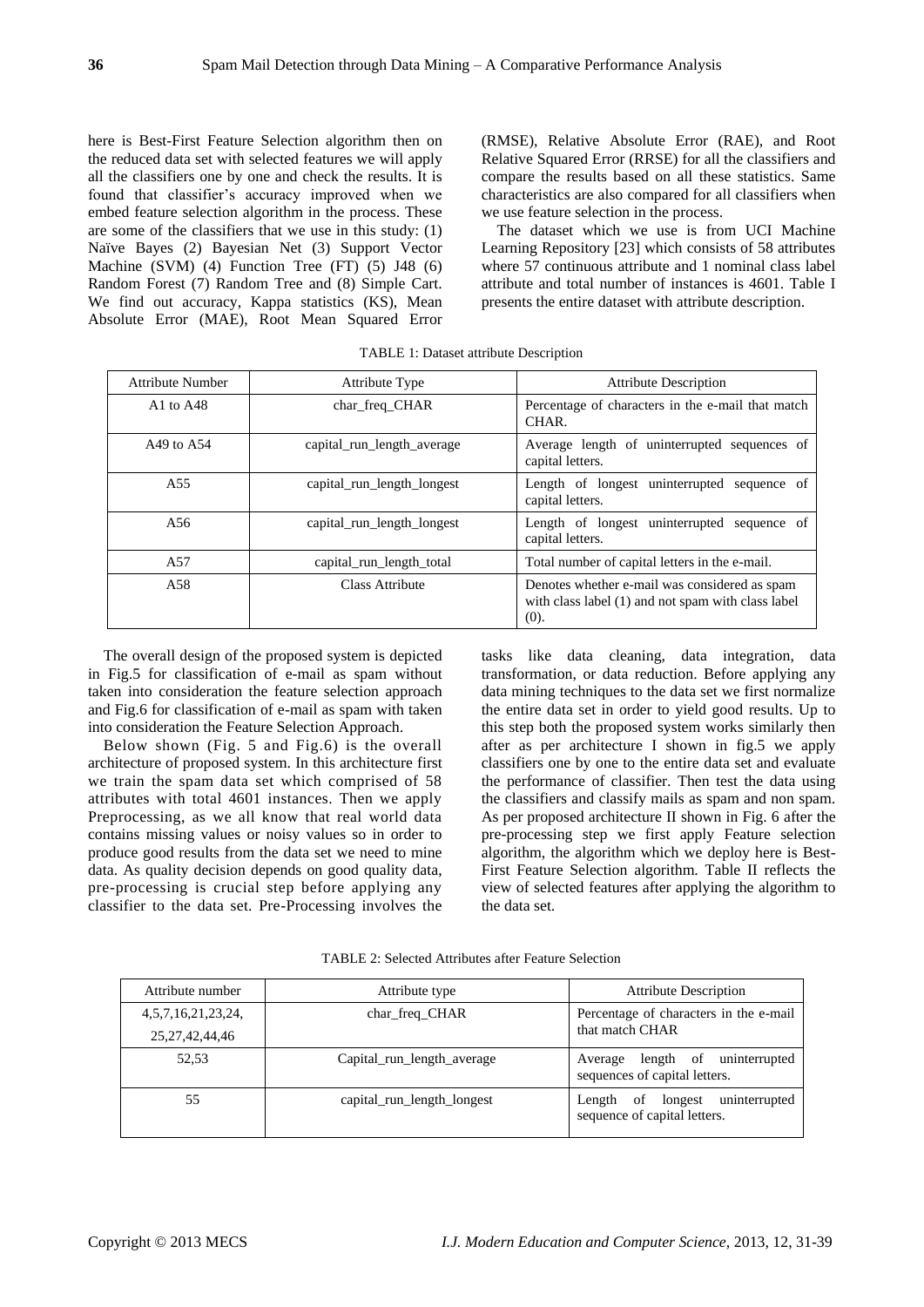here is Best-First Feature Selection algorithm then on the reduced data set with selected features we will apply all the classifiers one by one and check the results. It is found that classifier's accuracy improved when we embed feature selection algorithm in the process. These are some of the classifiers that we use in this study: (1) Naïve Bayes (2) Bayesian Net (3) Support Vector Machine (SVM) (4) Function Tree (FT) (5) J48 (6) Random Forest (7) Random Tree and (8) Simple Cart. We find out accuracy, Kappa statistics (KS), Mean Absolute Error (MAE), Root Mean Squared Error (RMSE), Relative Absolute Error (RAE), and Root Relative Squared Error (RRSE) for all the classifiers and compare the results based on all these statistics. Same characteristics are also compared for all classifiers when we use feature selection in the process.

The dataset which we use is from UCI Machine Learning Repository [23] which consists of 58 attributes where 57 continuous attribute and 1 nominal class label attribute and total number of instances is 4601. Table I presents the entire dataset with attribute description.

TABLE 1: Dataset attribute Description

| Attribute Number | Attribute Type | Attribute Description |
|---|---|---|
| A1 to A48 | char_freq_CHAR | Percentage of characters in the e-mail that match CHAR. |
| A49 to A54 | capital_run_length_average | Average length of uninterrupted sequences of capital letters. |
| A55 | capital_run_length_longest | Length of longest uninterrupted sequence of capital letters. |
| A56 | capital_run_length_longest | Length of longest uninterrupted sequence of capital letters. |
| A57 | capital_run_length_total | Total number of capital letters in the e-mail. |
| A58 | Class Attribute | Denotes whether e-mail was considered as spam with class label (1) and not spam with class label (0). |

The overall design of the proposed system is depicted in Fig.5 for classification of e-mail as spam without taken into consideration the feature selection approach and Fig.6 for classification of e-mail as spam with taken into consideration the Feature Selection Approach.

Below shown (Fig. 5 and Fig.6) is the overall architecture of proposed system. In this architecture first we train the spam data set which comprised of 58 attributes with total 4601 instances. Then we apply Preprocessing, as we all know that real world data contains missing values or noisy values so in order to produce good results from the data set we need to mine data. As quality decision depends on good quality data, pre-processing is crucial step before applying any classifier to the data set. Pre-Processing involves the tasks like data cleaning, data integration, data transformation, or data reduction. Before applying any data mining techniques to the data set we first normalize the entire data set in order to yield good results. Up to this step both the proposed system works similarly then after as per architecture I shown in fig.5 we apply classifiers one by one to the entire data set and evaluate the performance of classifier. Then test the data using the classifiers and classify mails as spam and non spam. As per proposed architecture II shown in Fig. 6 after the pre-processing step we first apply Feature selection algorithm, the algorithm which we deploy here is Best-First Feature Selection algorithm. Table II reflects the view of selected features after applying the algorithm to the data set.

TABLE 2: Selected Attributes after Feature Selection

| Attribute number | Attribute type | Attribute Description |
|---|---|---|
| 4,5,7,16,21,23,24, 25,27,42,44,46 | char_freq_CHAR | Percentage of characters in the e-mail that match CHAR |
| 52,53 | Capital_run_length_average | Average length of uninterrupted sequences of capital letters. |
| 55 | capital_run_length_longest | Length of longest uninterrupted sequence of capital letters. |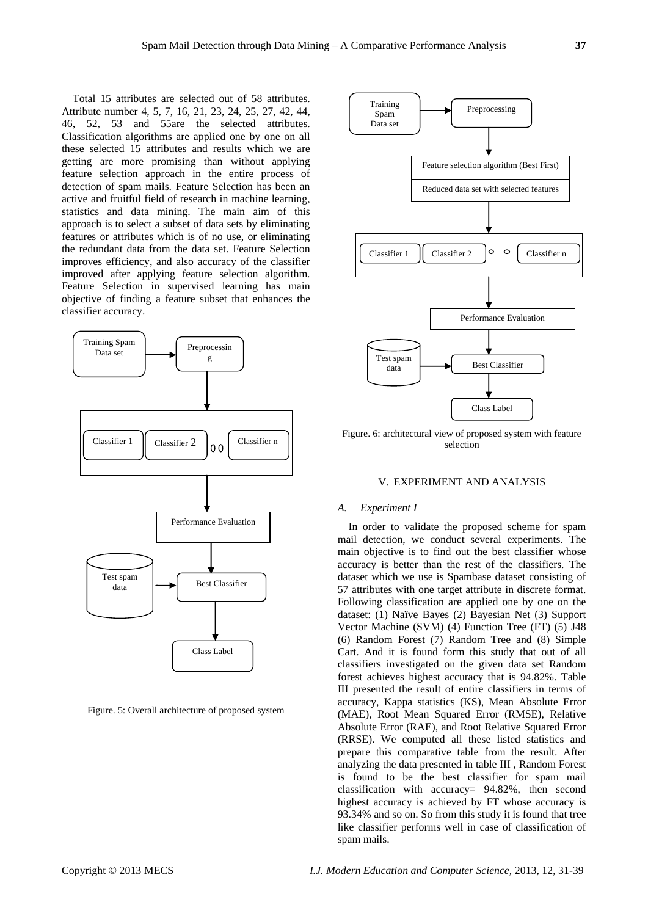Total 15 attributes are selected out of 58 attributes. Attribute number 4, 5, 7, 16, 21, 23, 24, 25, 27, 42, 44, 46, 52, 53 and 55are the selected attributes. Classification algorithms are applied one by one on all these selected 15 attributes and results which we are getting are more promising than without applying feature selection approach in the entire process of detection of spam mails. Feature Selection has been an active and fruitful field of research in machine learning, statistics and data mining. The main aim of this approach is to select a subset of data sets by eliminating features or attributes which is of no use, or eliminating the redundant data from the data set. Feature Selection improves efficiency, and also accuracy of the classifier improved after applying feature selection algorithm. Feature Selection in supervised learning has main objective of finding a feature subset that enhances the classifier accuracy.

Figure. 5: Overall architecture of proposed system

Figure. 6: architectural view of proposed system with feature selection

## V. EXPERIMENT AND ANALYSIS

### *A. Experiment I*

In order to validate the proposed scheme for spam mail detection, we conduct several experiments. The main objective is to find out the best classifier whose accuracy is better than the rest of the classifiers. The dataset which we use is Spambase dataset consisting of 57 attributes with one target attribute in discrete format. Following classification are applied one by one on the dataset: (1) Naïve Bayes (2) Bayesian Net (3) Support Vector Machine (SVM) (4) Function Tree (FT) (5) J48 (6) Random Forest (7) Random Tree and (8) Simple Cart. And it is found form this study that out of all classifiers investigated on the given data set Random forest achieves highest accuracy that is 94.82%. Table III presented the result of entire classifiers in terms of accuracy, Kappa statistics (KS), Mean Absolute Error (MAE), Root Mean Squared Error (RMSE), Relative Absolute Error (RAE), and Root Relative Squared Error (RRSE). We computed all these listed statistics and prepare this comparative table from the result. After analyzing the data presented in table III , Random Forest is found to be the best classifier for spam mail classification with accuracy= 94.82%, then second highest accuracy is achieved by FT whose accuracy is 93.34% and so on. So from this study it is found that tree like classifier performs well in case of classification of spam mails.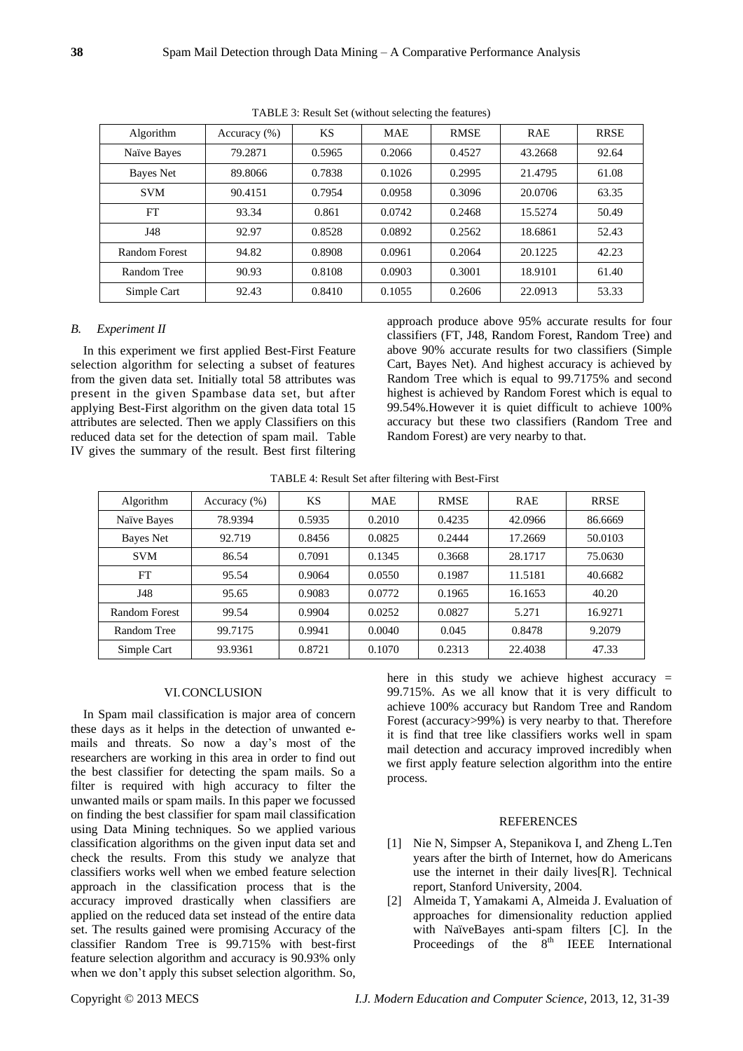TABLE 3: Result Set (without selecting the features)

| Algorithm | Accuracy (%) | KS | MAE | RMSE | RAE | RRSE |
|---|---|---|---|---|---|---|
| Naïve Bayes | 79.2871 | 0.5965 | 0.2066 | 0.4527 | 43.2668 | 92.64 |
| Bayes Net | 89.8066 | 0.7838 | 0.1026 | 0.2995 | 21.4795 | 61.08 |
| SVM | 90.4151 | 0.7954 | 0.0958 | 0.3096 | 20.0706 | 63.35 |
| FT | 93.34 | 0.861 | 0.0742 | 0.2468 | 15.5274 | 50.49 |
| J48 | 92.97 | 0.8528 | 0.0892 | 0.2562 | 18.6861 | 52.43 |
| Random Forest | 94.82 | 0.8908 | 0.0961 | 0.2064 | 20.1225 | 42.23 |
| Random Tree | 90.93 | 0.8108 | 0.0903 | 0.3001 | 18.9101 | 61.40 |
| Simple Cart | 92.43 | 0.8410 | 0.1055 | 0.2606 | 22.0913 | 53.33 |

### *B. Experiment II*

In this experiment we first applied Best-First Feature selection algorithm for selecting a subset of features from the given data set. Initially total 58 attributes was present in the given Spambase data set, but after applying Best-First algorithm on the given data total 15 attributes are selected. Then we apply Classifiers on this reduced data set for the detection of spam mail. Table IV gives the summary of the result. Best first filtering approach produce above 95% accurate results for four classifiers (FT, J48, Random Forest, Random Tree) and above 90% accurate results for two classifiers (Simple Cart, Bayes Net). And highest accuracy is achieved by Random Tree which is equal to 99.7175% and second highest is achieved by Random Forest which is equal to 99.54%.However it is quiet difficult to achieve 100% accuracy but these two classifiers (Random Tree and Random Forest) are very nearby to that.

TABLE 4: Result Set after filtering with Best-First

| Algorithm | Accuracy (%) | KS | MAE | RMSE | RAE | RRSE |
|---|---|---|---|---|---|---|
| Naïve Bayes | 78.9394 | 0.5935 | 0.2010 | 0.4235 | 42.0966 | 86.6669 |
| Bayes Net | 92.719 | 0.8456 | 0.0825 | 0.2444 | 17.2669 | 50.0103 |
| SVM | 86.54 | 0.7091 | 0.1345 | 0.3668 | 28.1717 | 75.0630 |
| FT | 95.54 | 0.9064 | 0.0550 | 0.1987 | 11.5181 | 40.6682 |
| J48 | 95.65 | 0.9083 | 0.0772 | 0.1965 | 16.1653 | 40.20 |
| Random Forest | 99.54 | 0.9904 | 0.0252 | 0.0827 | 5.271 | 16.9271 |
| Random Tree | 99.7175 | 0.9941 | 0.0040 | 0.045 | 0.8478 | 9.2079 |
| Simple Cart | 93.9361 | 0.8721 | 0.1070 | 0.2313 | 22.4038 | 47.33 |

## VI. CONCLUSION

In Spam mail classification is major area of concern these days as it helps in the detection of unwanted e-mails and threats. So now a day's most of the researchers are working in this area in order to find out the best classifier for detecting the spam mails. So a filter is required with high accuracy to filter the unwanted mails or spam mails. In this paper we focussed on finding the best classifier for spam mail classification using Data Mining techniques. So we applied various classification algorithms on the given input data set and check the results. From this study we analyze that classifiers works well when we embed feature selection approach in the classification process that is the accuracy improved drastically when classifiers are applied on the reduced data set instead of the entire data set. The results gained were promising Accuracy of the classifier Random Tree is 99.715% with best-first feature selection algorithm and accuracy is 90.93% only when we don't apply this subset selection algorithm. So, here in this study we achieve highest accuracy = 99.715%. As we all know that it is very difficult to achieve 100% accuracy but Random Tree and Random Forest (accuracy>99%) is very nearby to that. Therefore it is find that tree like classifiers works well in spam mail detection and accuracy improved incredibly when we first apply feature selection algorithm into the entire process.

## REFERENCES

[1] Nie N, Simpser A, Stepanikova I, and Zheng L.Ten years after the birth of Internet, how do Americans use the internet in their daily lives[R]. Technical report, Stanford University, 2004.

[2] Almeida T, Yamakami A, Almeida J. Evaluation of approaches for dimensionality reduction applied with NaïveBayes anti-spam filters [C]. In the Proceedings of the 8th IEEE International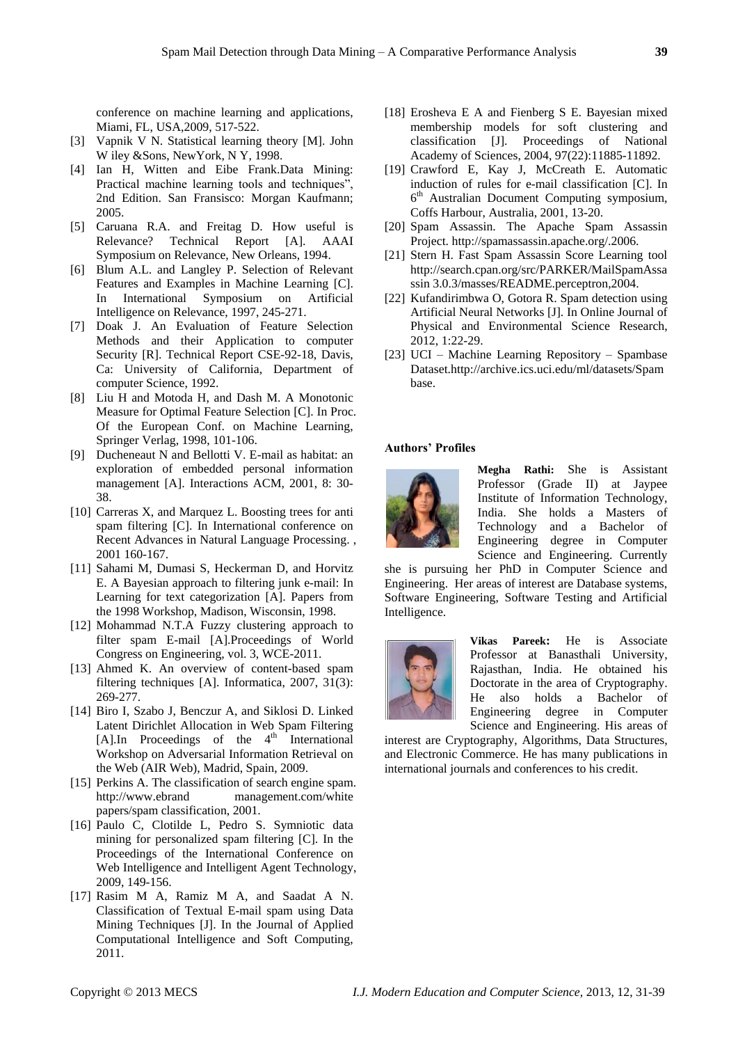conference on machine learning and applications, Miami, FL, USA,2009, 517-522.

[3] Vapnik V N. Statistical learning theory [M]. John W iley &Sons, NewYork, N Y, 1998.

[4] Ian H, Witten and Eibe Frank.Data Mining: Practical machine learning tools and techniques", 2nd Edition. San Fransisco: Morgan Kaufmann; 2005.

[5] Caruana R.A. and Freitag D. How useful is Relevance? Technical Report [A]. AAAI Symposium on Relevance, New Orleans, 1994.

[6] Blum A.L. and Langley P. Selection of Relevant Features and Examples in Machine Learning [C]. In International Symposium on Artificial Intelligence on Relevance, 1997, 245-271.

[7] Doak J. An Evaluation of Feature Selection Methods and their Application to computer Security [R]. Technical Report CSE-92-18, Davis, Ca: University of California, Department of computer Science, 1992.

[8] Liu H and Motoda H, and Dash M. A Monotonic Measure for Optimal Feature Selection [C]. In Proc. Of the European Conf. on Machine Learning, Springer Verlag, 1998, 101-106.

[9] Ducheneaut N and Bellotti V. E-mail as habitat: an exploration of embedded personal information management [A]. Interactions ACM, 2001, 8: 30-38.

[10] Carreras X, and Marquez L. Boosting trees for anti spam filtering [C]. In International conference on Recent Advances in Natural Language Processing. , 2001 160-167.

[11] Sahami M, Dumasi S, Heckerman D, and Horvitz E. A Bayesian approach to filtering junk e-mail: In Learning for text categorization [A]. Papers from the 1998 Workshop, Madison, Wisconsin, 1998.

[12] Mohammad N.T.A Fuzzy clustering approach to filter spam E-mail [A].Proceedings of World Congress on Engineering, vol. 3, WCE-2011.

[13] Ahmed K. An overview of content-based spam filtering techniques [A]. Informatica, 2007, 31(3): 269-277.

[14] Biro I, Szabo J, Benczur A, and Siklosi D. Linked Latent Dirichlet Allocation in Web Spam Filtering [A].In Proceedings of the 4th International Workshop on Adversarial Information Retrieval on the Web (AIR Web), Madrid, Spain, 2009.

[15] Perkins A. The classification of search engine spam. http://www.ebrand management.com/white papers/spam classification, 2001.

[16] Paulo C, Clotilde L, Pedro S. Symniotic data mining for personalized spam filtering [C]. In the Proceedings of the International Conference on Web Intelligence and Intelligent Agent Technology, 2009, 149-156.

[17] Rasim M A, Ramiz M A, and Saadat A N. Classification of Textual E-mail spam using Data Mining Techniques [J]. In the Journal of Applied Computational Intelligence and Soft Computing, 2011.

[18] Erosheva E A and Fienberg S E. Bayesian mixed membership models for soft clustering and classification [J]. Proceedings of National Academy of Sciences, 2004, 97(22):11885-11892.

[19] Crawford E, Kay J, McCreath E. Automatic induction of rules for e-mail classification [C]. In 6th Australian Document Computing symposium, Coffs Harbour, Australia, 2001, 13-20.

[20] Spam Assassin. The Apache Spam Assassin Project. http://spamassassin.apache.org/.2006.

[21] Stern H. Fast Spam Assassin Score Learning tool http://search.cpan.org/src/PARKER/MailSpamAssassin 3.0.3/masses/README.perceptron,2004.

[22] Kufandirimbwa O, Gotora R. Spam detection using Artificial Neural Networks [J]. In Online Journal of Physical and Environmental Science Research, 2012, 1:22-29.

[23] UCI – Machine Learning Repository – Spambase Dataset.http://archive.ics.uci.edu/ml/datasets/Spambase.

**Authors' Profiles**

**Megha Rathi:** She is Assistant Professor (Grade II) at Jaypee Institute of Information Technology, India. She holds a Masters of Technology and a Bachelor of Engineering degree in Computer Science and Engineering. Currently she is pursuing her PhD in Computer Science and Engineering. Her areas of interest are Database systems, Software Engineering, Software Testing and Artificial Intelligence.

**Vikas Pareek:** He is Associate Professor at Banasthali University, Rajasthan, India. He obtained his Doctorate in the area of Cryptography. He also holds a Bachelor of Engineering degree in Computer Science and Engineering. His areas of interest are Cryptography, Algorithms, Data Structures, and Electronic Commerce. He has many publications in international journals and conferences to his credit.